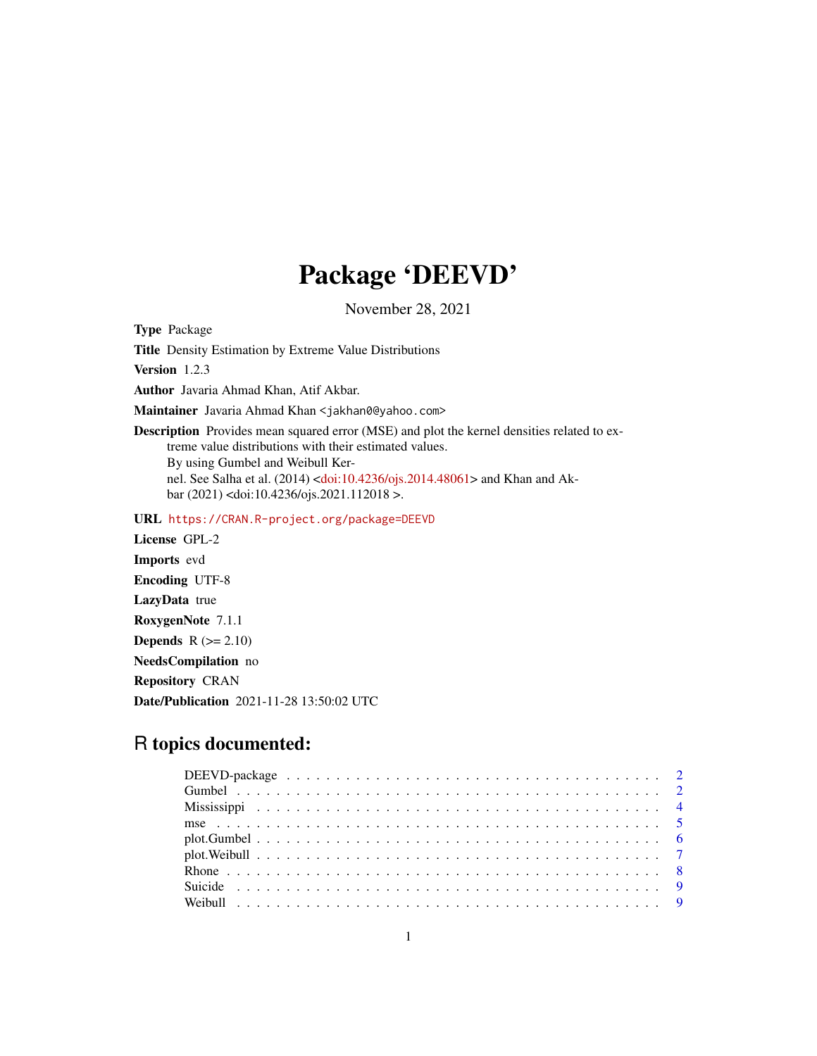# Package 'DEEVD'

November 28, 2021

**Type** Package

**Title** Density Estimation by Extreme Value Distributions

**Version** 1.2.3

**Author** Javaria Ahmad Khan, Atif Akbar.

**Maintainer** Javaria Ahmad Khan <jakhan0@yahoo.com>

**Description** Provides mean squared error (MSE) and plot the kernel densities related to extreme value distributions with their estimated values.
By using Gumbel and Weibull Kernel. See Salha et al. (2014) <doi:10.4236/ojs.2014.48061> and Khan and Akbar (2021) <doi:10.4236/ojs.2021.112018 >.

**URL** https://CRAN.R-project.org/package=DEEVD

**License** GPL-2

**Imports** evd

**Encoding** UTF-8

**LazyData** true

**RoxygenNote** 7.1.1

**Depends** R (>= 2.10)

**NeedsCompilation** no

**Repository** CRAN

**Date/Publication** 2021-11-28 13:50:02 UTC

## R topics documented:

- DEEVD-package . . . . . . . . . . . . . . . . . . . . . . . . . . . . . . . . . . . . 2
- Gumbel . . . . . . . . . . . . . . . . . . . . . . . . . . . . . . . . . . . . . . . . 2
- Mississippi . . . . . . . . . . . . . . . . . . . . . . . . . . . . . . . . . . . . . . 4
- mse . . . . . . . . . . . . . . . . . . . . . . . . . . . . . . . . . . . . . . . . . . 5
- plot.Gumbel . . . . . . . . . . . . . . . . . . . . . . . . . . . . . . . . . . . . . 6
- plot.Weibull . . . . . . . . . . . . . . . . . . . . . . . . . . . . . . . . . . . . . 7
- Rhone . . . . . . . . . . . . . . . . . . . . . . . . . . . . . . . . . . . . . . . . . 8
- Suicide . . . . . . . . . . . . . . . . . . . . . . . . . . . . . . . . . . . . . . . . 9
- Weibull . . . . . . . . . . . . . . . . . . . . . . . . . . . . . . . . . . . . . . . . 9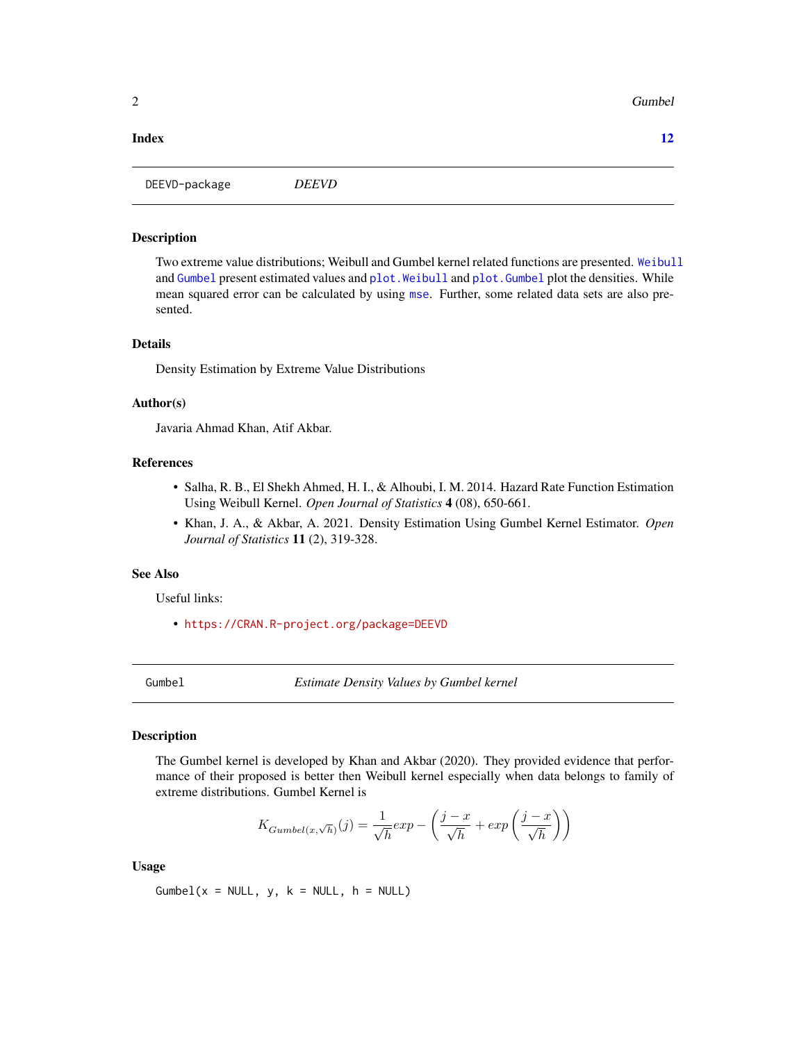**Index** **12**

---

DEEVD-package *DEEVD*

---

### Description

Two extreme value distributions; Weibull and Gumbel kernel related functions are presented. `Weibull` and `Gumbel` present estimated values and `plot.Weibull` and `plot.Gumbel` plot the densities. While mean squared error can be calculated by using `mse`. Further, some related data sets are also presented.

### Details

Density Estimation by Extreme Value Distributions

### Author(s)

Javaria Ahmad Khan, Atif Akbar.

### References

- Salha, R. B., El Shekh Ahmed, H. I., & Alhoubi, I. M. 2014. Hazard Rate Function Estimation Using Weibull Kernel. *Open Journal of Statistics* **4** (08), 650-661.
- Khan, J. A., & Akbar, A. 2021. Density Estimation Using Gumbel Kernel Estimator. *Open Journal of Statistics* **11** (2), 319-328.

### See Also

Useful links:

- https://CRAN.R-project.org/package=DEEVD

---

Gumbel *Estimate Density Values by Gumbel kernel*

---

### Description

The Gumbel kernel is developed by Khan and Akbar (2020). They provided evidence that performance of their proposed is better then Weibull kernel especially when data belongs to family of extreme distributions. Gumbel Kernel is

$$K_{Gumbel(x,\sqrt{h})}(j) = \frac{1}{\sqrt{h}} exp - \left( \frac{j-x}{\sqrt{h}} + exp\left( \frac{j-x}{\sqrt{h}} \right) \right)$$

### Usage

```
Gumbel(x = NULL, y, k = NULL, h = NULL)
```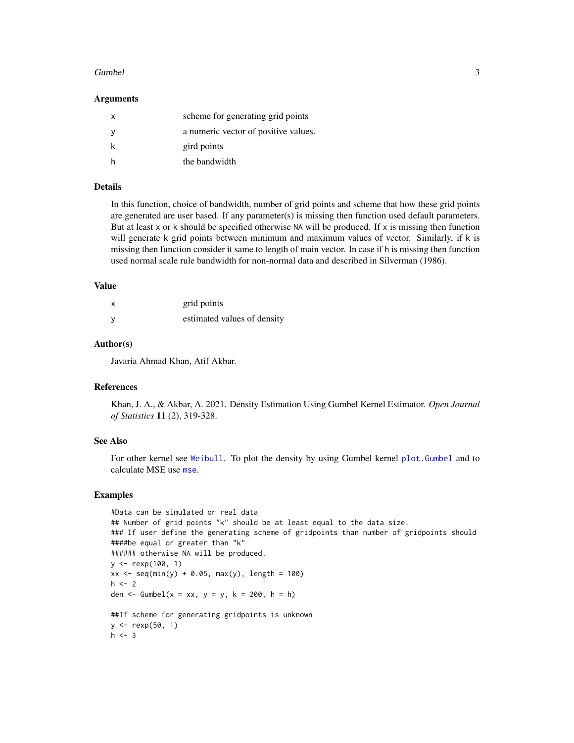### Arguments

| | |
|---|---|
| x | scheme for generating grid points |
| y | a numeric vector of positive values. |
| k | gird points |
| h | the bandwidth |

### Details

In this function, choice of bandwidth, number of grid points and scheme that how these grid points are generated are user based. If any parameter(s) is missing then function used default parameters. But at least x or k should be specified otherwise NA will be produced. If x is missing then function will generate k grid points between minimum and maximum values of vector. Similarly, if k is missing then function consider it same to length of main vector. In case if h is missing then function used normal scale rule bandwidth for non-normal data and described in Silverman (1986).

### Value

| | |
|---|---|
| x | grid points |
| y | estimated values of density |

### Author(s)

Javaria Ahmad Khan, Atif Akbar.

### References

Khan, J. A., & Akbar, A. 2021. Density Estimation Using Gumbel Kernel Estimator. *Open Journal of Statistics* **11** (2), 319-328.

### See Also

For other kernel see Weibull. To plot the density by using Gumbel kernel plot.Gumbel and to calculate MSE use mse.

### Examples

```
#Data can be simulated or real data
## Number of grid points "k" should be at least equal to the data size.
### If user define the generating scheme of gridpoints than number of gridpoints should
####be equal or greater than "k"
###### otherwise NA will be produced.
y <- rexp(100, 1)
xx <- seq(min(y) + 0.05, max(y), length = 100)
h <- 2
den <- Gumbel(x = xx, y = y, k = 200, h = h)

##If scheme for generating gridpoints is unknown
y <- rexp(50, 1)
h <- 3
```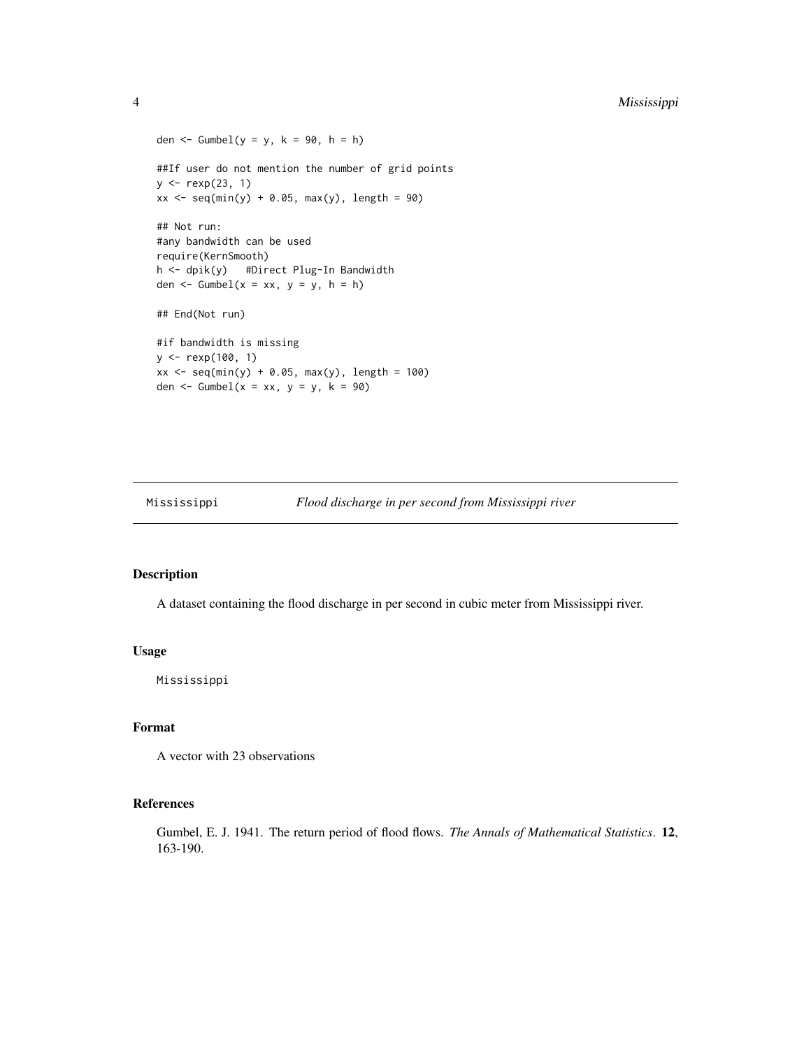```
den <- Gumbel(y = y, k = 90, h = h)

##If user do not mention the number of grid points
y <- rexp(23, 1)
xx <- seq(min(y) + 0.05, max(y), length = 90)

## Not run:
#any bandwidth can be used
require(KernSmooth)
h <- dpik(y)   #Direct Plug-In Bandwidth
den <- Gumbel(x = xx, y = y, h = h)

## End(Not run)

#if bandwidth is missing
y <- rexp(100, 1)
xx <- seq(min(y) + 0.05, max(y), length = 100)
den <- Gumbel(x = xx, y = y, k = 90)
```

---

## Mississippi    *Flood discharge in per second from Mississippi river*

---

### Description

A dataset containing the flood discharge in per second in cubic meter from Mississippi river.

### Usage

```
Mississippi
```

### Format

A vector with 23 observations

### References

Gumbel, E. J. 1941. The return period of flood flows. *The Annals of Mathematical Statistics*. **12**, 163-190.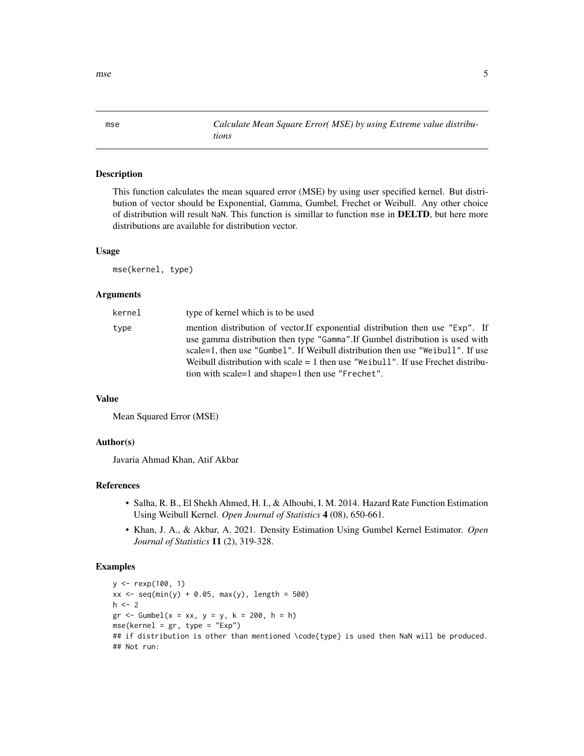mse    *Calculate Mean Square Error( MSE) by using Extreme value distributions*

## Description

This function calculates the mean squared error (MSE) by using user specified kernel. But distribution of vector should be Exponential, Gamma, Gumbel, Frechet or Weibull. Any other choice of distribution will result NaN. This function is simillar to function mse in **DELTD**, but here more distributions are available for distribution vector.

## Usage

```
mse(kernel, type)
```

## Arguments

| | |
|---|---|
| kernel | type of kernel which is to be used |
| type | mention distribution of vector.If exponential distribution then use "Exp". If use gamma distribution then type "Gamma".If Gumbel distribution is used with scale=1, then use "Gumbel". If Weibull distribution then use "Weibull". If use Weibull distribution with scale = 1 then use "Weibull". If use Frechet distribution with scale=1 and shape=1 then use "Frechet". |

## Value

Mean Squared Error (MSE)

## Author(s)

Javaria Ahmad Khan, Atif Akbar

## References

- Salha, R. B., El Shekh Ahmed, H. I., & Alhoubi, I. M. 2014. Hazard Rate Function Estimation Using Weibull Kernel. *Open Journal of Statistics* **4** (08), 650-661.
- Khan, J. A., & Akbar, A. 2021. Density Estimation Using Gumbel Kernel Estimator. *Open Journal of Statistics* **11** (2), 319-328.

## Examples

```
y <- rexp(100, 1)
xx <- seq(min(y) + 0.05, max(y), length = 500)
h <- 2
gr <- Gumbel(x = xx, y = y, k = 200, h = h)
mse(kernel = gr, type = "Exp")
## if distribution is other than mentioned \code{type} is used then NaN will be produced.
## Not run:
```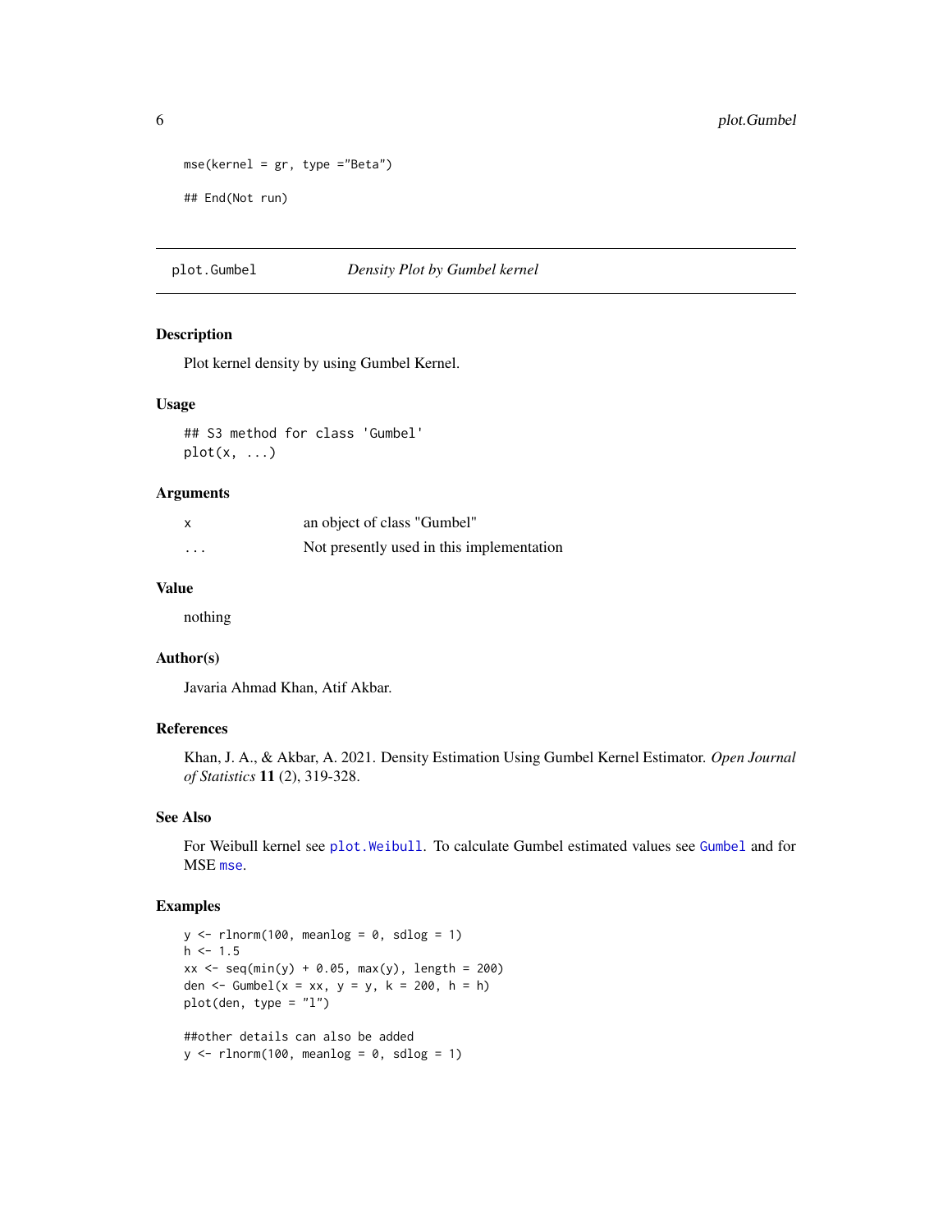```
mse(kernel = gr, type ="Beta")

## End(Not run)
```

---

## plot.Gumbel *Density Plot by Gumbel kernel*

---

### Description

Plot kernel density by using Gumbel Kernel.

### Usage

```
## S3 method for class 'Gumbel'
plot(x, ...)
```

### Arguments

| | |
|---|---|
| x | an object of class "Gumbel" |
| ... | Not presently used in this implementation |

### Value

nothing

### Author(s)

Javaria Ahmad Khan, Atif Akbar.

### References

Khan, J. A., & Akbar, A. 2021. Density Estimation Using Gumbel Kernel Estimator. *Open Journal of Statistics* **11** (2), 319-328.

### See Also

For Weibull kernel see plot.Weibull. To calculate Gumbel estimated values see Gumbel and for MSE mse.

### Examples

```
y <- rlnorm(100, meanlog = 0, sdlog = 1)
h <- 1.5
xx <- seq(min(y) + 0.05, max(y), length = 200)
den <- Gumbel(x = xx, y = y, k = 200, h = h)
plot(den, type = "l")

##other details can also be added
y <- rlnorm(100, meanlog = 0, sdlog = 1)
```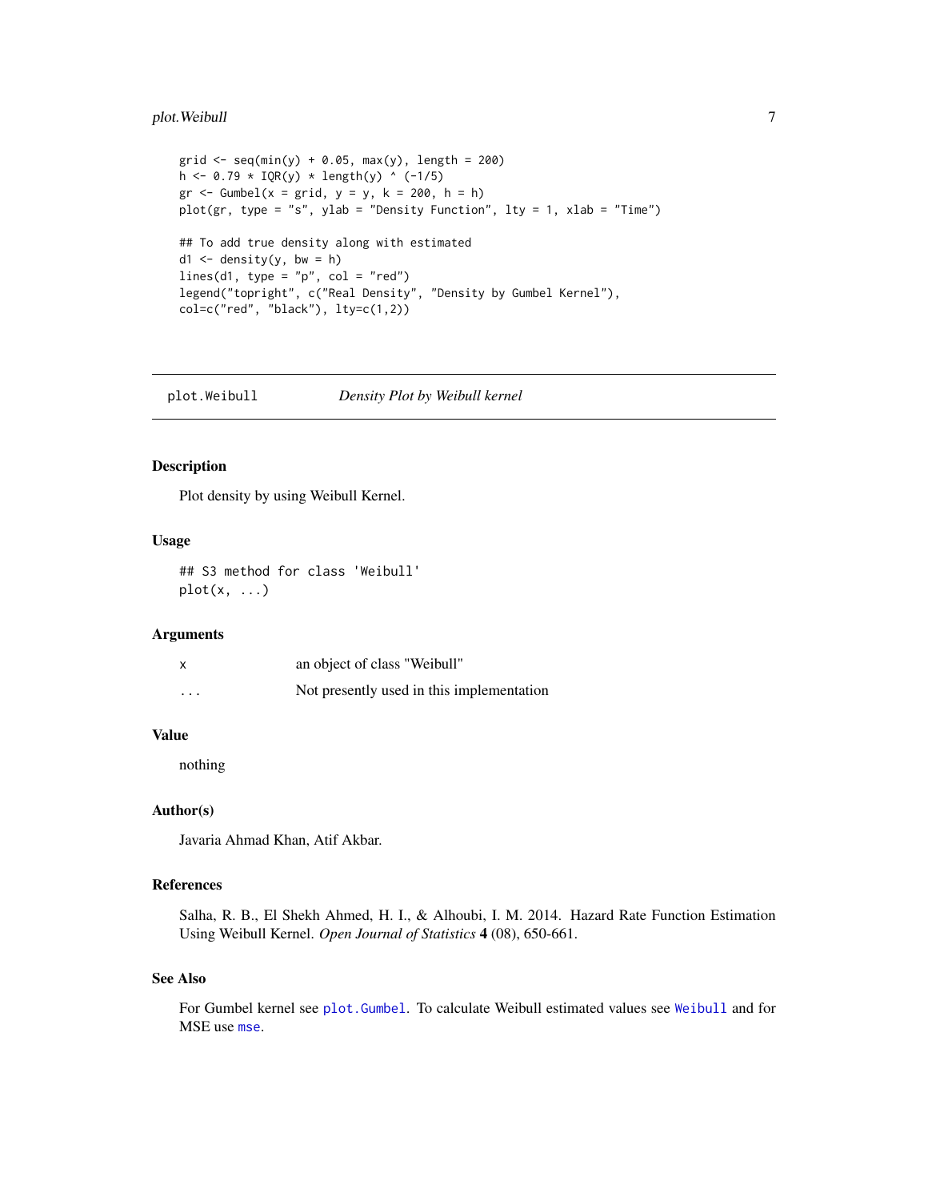```
grid <- seq(min(y) + 0.05, max(y), length = 200)
h <- 0.79 * IQR(y) * length(y) ^ (-1/5)
gr <- Gumbel(x = grid, y = y, k = 200, h = h)
plot(gr, type = "s", ylab = "Density Function", lty = 1, xlab = "Time")

## To add true density along with estimated
d1 <- density(y, bw = h)
lines(d1, type = "p", col = "red")
legend("topright", c("Real Density", "Density by Gumbel Kernel"),
col=c("red", "black"), lty=c(1,2))
```

## plot.Weibull — *Density Plot by Weibull kernel*

### Description

Plot density by using Weibull Kernel.

### Usage

```
## S3 method for class 'Weibull'
plot(x, ...)
```

### Arguments

| | |
|---|---|
| x | an object of class "Weibull" |
| ... | Not presently used in this implementation |

### Value

nothing

### Author(s)

Javaria Ahmad Khan, Atif Akbar.

### References

Salha, R. B., El Shekh Ahmed, H. I., & Alhoubi, I. M. 2014. Hazard Rate Function Estimation Using Weibull Kernel. *Open Journal of Statistics* **4** (08), 650-661.

### See Also

For Gumbel kernel see `plot.Gumbel`. To calculate Weibull estimated values see `Weibull` and for MSE use `mse`.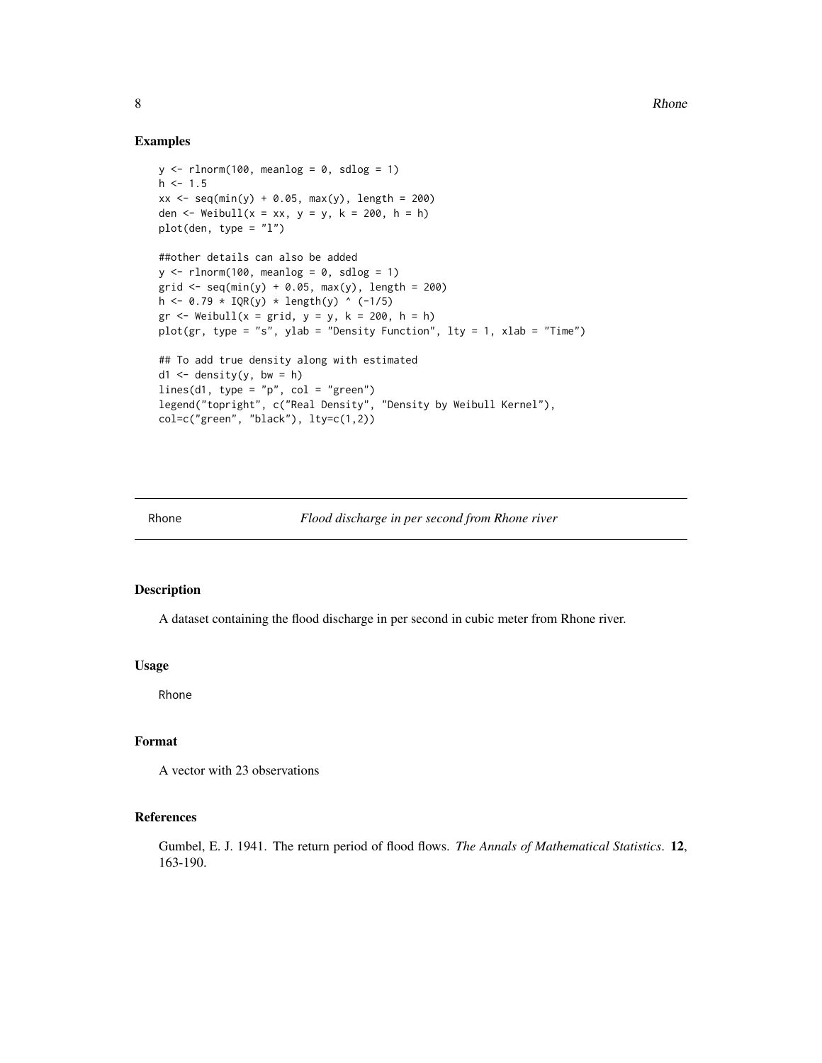### Examples

```
y <- rlnorm(100, meanlog = 0, sdlog = 1)
h <- 1.5
xx <- seq(min(y) + 0.05, max(y), length = 200)
den <- Weibull(x = xx, y = y, k = 200, h = h)
plot(den, type = "l")

##other details can also be added
y <- rlnorm(100, meanlog = 0, sdlog = 1)
grid <- seq(min(y) + 0.05, max(y), length = 200)
h <- 0.79 * IQR(y) * length(y) ^ (-1/5)
gr <- Weibull(x = grid, y = y, k = 200, h = h)
plot(gr, type = "s", ylab = "Density Function", lty = 1, xlab = "Time")

## To add true density along with estimated
d1 <- density(y, bw = h)
lines(d1, type = "p", col = "green")
legend("topright", c("Real Density", "Density by Weibull Kernel"),
col=c("green", "black"), lty=c(1,2))
```

---

Rhone *Flood discharge in per second from Rhone river*

---

### Description

A dataset containing the flood discharge in per second in cubic meter from Rhone river.

### Usage

Rhone

### Format

A vector with 23 observations

### References

Gumbel, E. J. 1941. The return period of flood flows. *The Annals of Mathematical Statistics*. **12**, 163-190.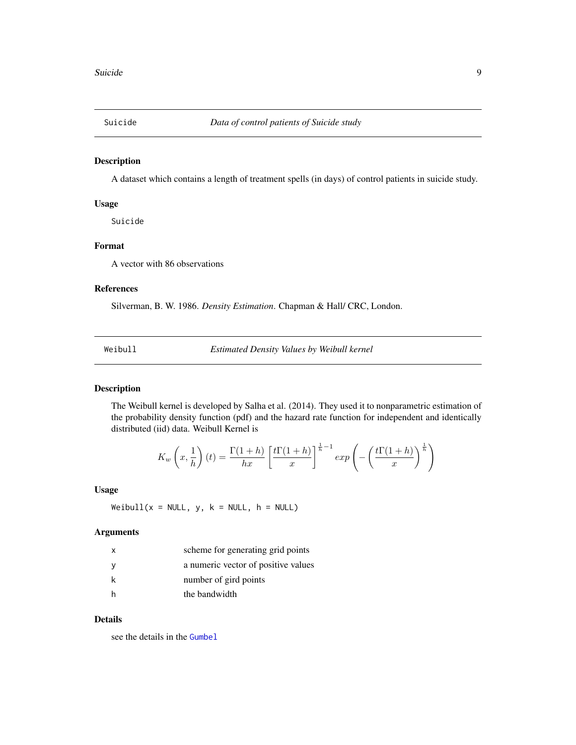## `Suicide` *Data of control patients of Suicide study*

### Description

A dataset which contains a length of treatment spells (in days) of control patients in suicide study.

### Usage

```
Suicide
```

### Format

A vector with 86 observations

### References

Silverman, B. W. 1986. *Density Estimation*. Chapman & Hall/ CRC, London.

## `Weibull` *Estimated Density Values by Weibull kernel*

### Description

The Weibull kernel is developed by Salha et al. (2014). They used it to nonparametric estimation of the probability density function (pdf) and the hazard rate function for independent and identically distributed (iid) data. Weibull Kernel is

$$K_w\left(x, \frac{1}{h}\right)(t) = \frac{\Gamma(1+h)}{hx}\left[\frac{t\Gamma(1+h)}{x}\right]^{\frac{1}{h}-1} exp\left(-\left(\frac{t\Gamma(1+h)}{x}\right)^{\frac{1}{h}}\right)$$

### Usage

```
Weibull(x = NULL, y, k = NULL, h = NULL)
```

### Arguments

| | |
|---|---|
| x | scheme for generating grid points |
| y | a numeric vector of positive values |
| k | number of gird points |
| h | the bandwidth |

### Details

see the details in the Gumbel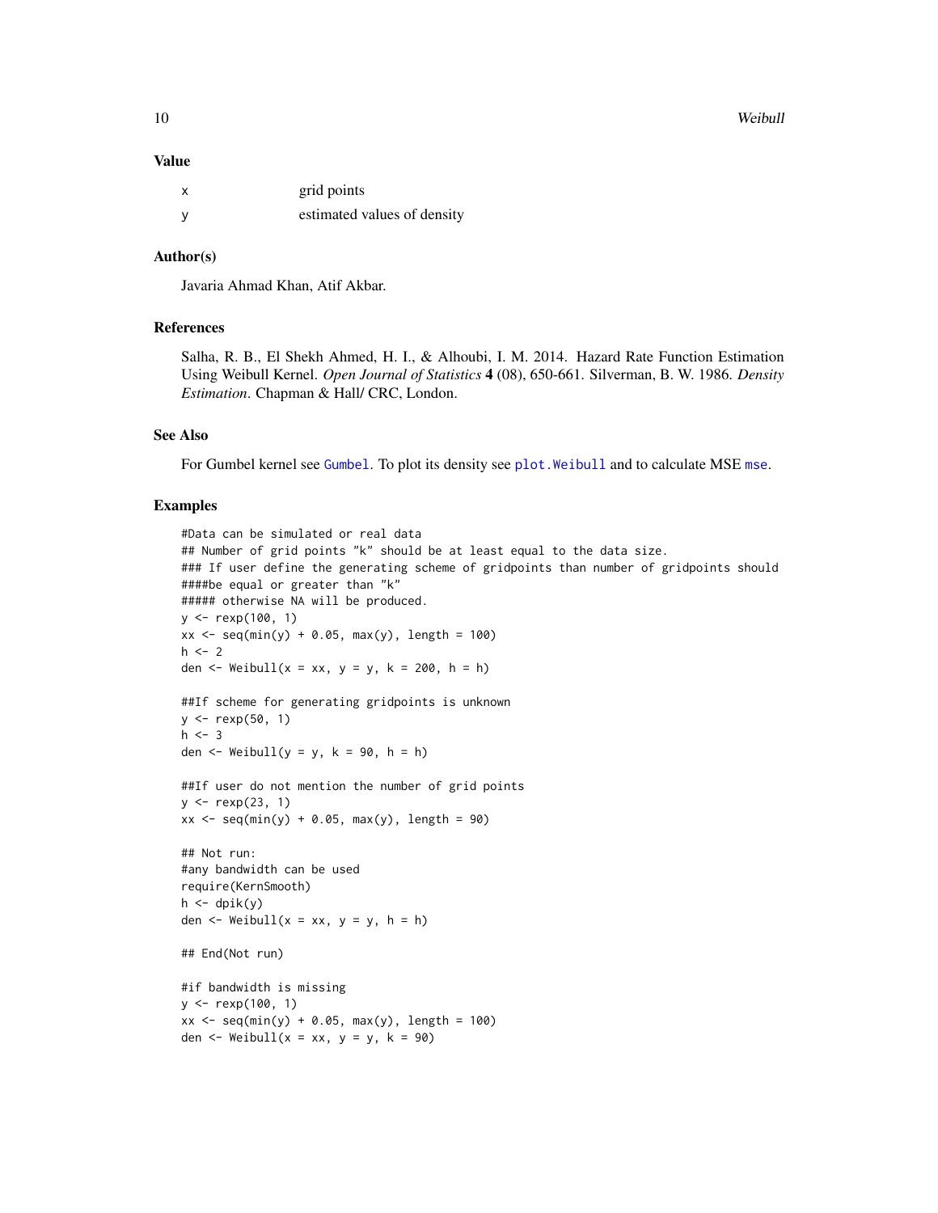### Value

| | |
|---|---|
| x | grid points |
| y | estimated values of density |

### Author(s)

Javaria Ahmad Khan, Atif Akbar.

### References

Salha, R. B., El Shekh Ahmed, H. I., & Alhoubi, I. M. 2014. Hazard Rate Function Estimation Using Weibull Kernel. *Open Journal of Statistics* **4** (08), 650-661. Silverman, B. W. 1986. *Density Estimation*. Chapman & Hall/ CRC, London.

### See Also

For Gumbel kernel see `Gumbel`. To plot its density see `plot.Weibull` and to calculate MSE `mse`.

### Examples

```
#Data can be simulated or real data
## Number of grid points "k" should be at least equal to the data size.
### If user define the generating scheme of gridpoints than number of gridpoints should
####be equal or greater than "k"
##### otherwise NA will be produced.
y <- rexp(100, 1)
xx <- seq(min(y) + 0.05, max(y), length = 100)
h <- 2
den <- Weibull(x = xx, y = y, k = 200, h = h)

##If scheme for generating gridpoints is unknown
y <- rexp(50, 1)
h <- 3
den <- Weibull(y = y, k = 90, h = h)

##If user do not mention the number of grid points
y <- rexp(23, 1)
xx <- seq(min(y) + 0.05, max(y), length = 90)

## Not run:
#any bandwidth can be used
require(KernSmooth)
h <- dpik(y)
den <- Weibull(x = xx, y = y, h = h)

## End(Not run)

#if bandwidth is missing
y <- rexp(100, 1)
xx <- seq(min(y) + 0.05, max(y), length = 100)
den <- Weibull(x = xx, y = y, k = 90)
```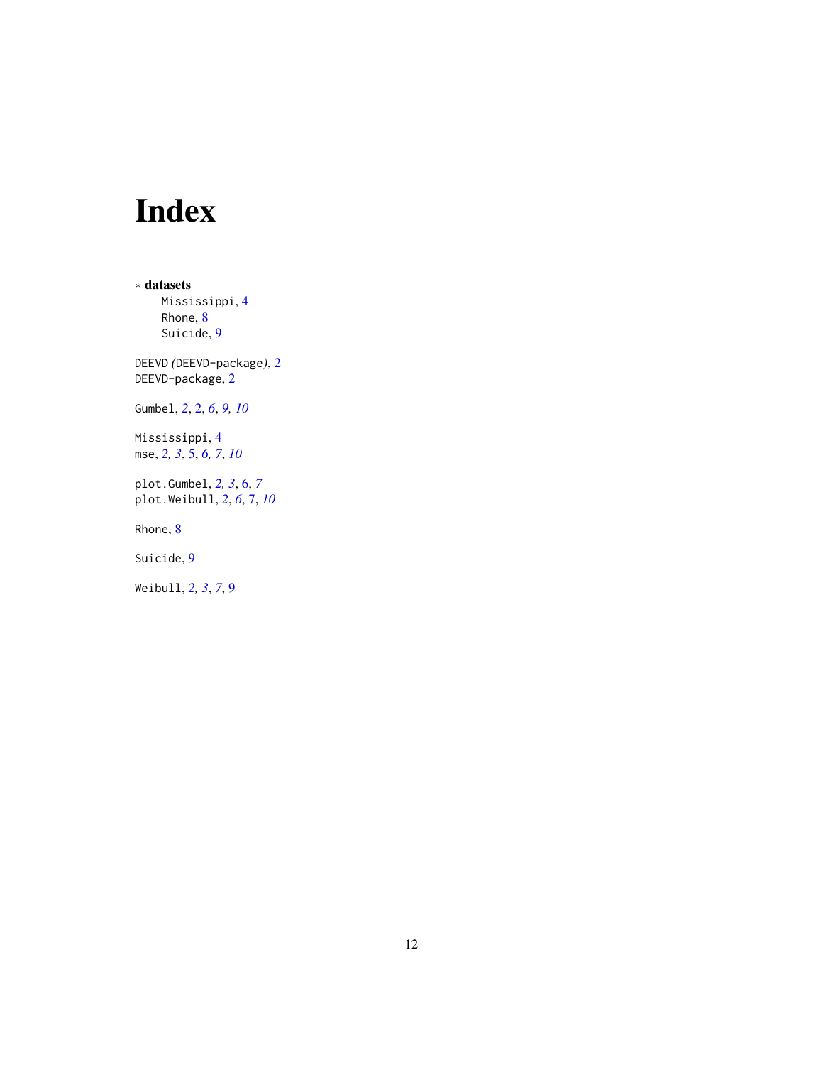# Index

∗ **datasets**

Mississippi, 4
Rhone, 8
Suicide, 9

DEEVD (DEEVD-package), 2
DEEVD-package, 2

Gumbel, *2*, 2, *6*, *9*, *10*

Mississippi, 4
mse, *2*, *3*, 5, *6*, *7*, *10*

plot.Gumbel, *2*, *3*, 6, *7*
plot.Weibull, *2*, *6*, 7, *10*

Rhone, 8

Suicide, 9

Weibull, *2*, *3*, *7*, 9